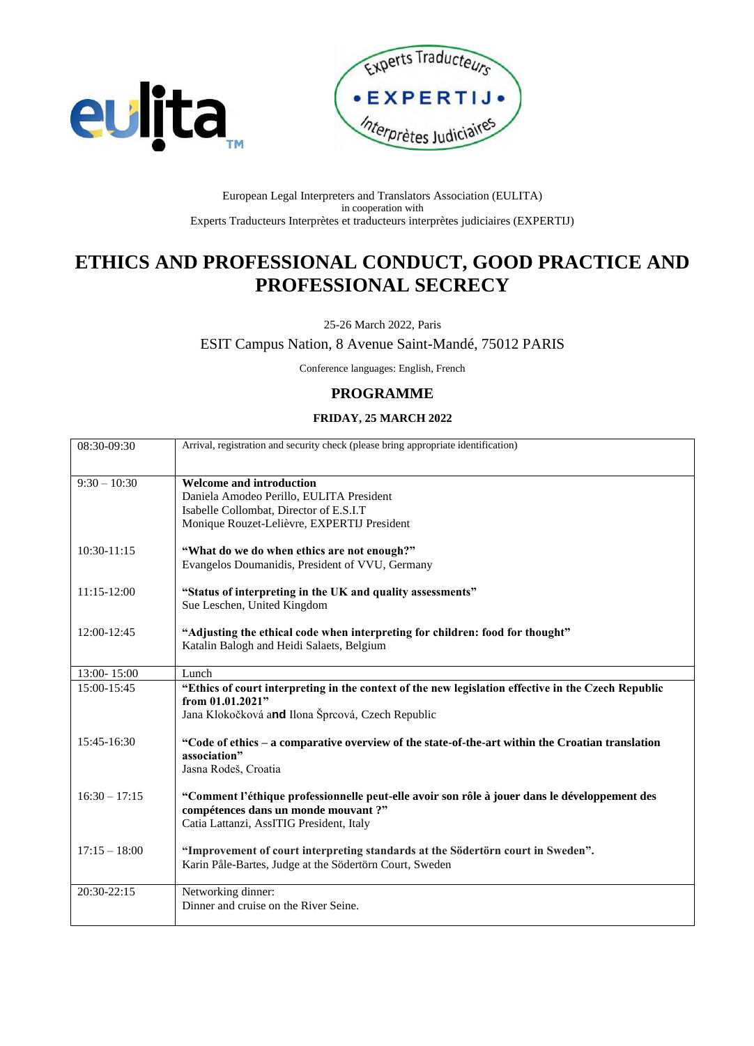European Legal Interpreters and Translators Association (EULITA)
in cooperation with
Experts Traducteurs Interprètes et traducteurs interprètes judiciaires (EXPERTIJ)

# ETHICS AND PROFESSIONAL CONDUCT, GOOD PRACTICE AND PROFESSIONAL SECRECY

25-26 March 2022, Paris

ESIT Campus Nation, 8 Avenue Saint-Mandé, 75012 PARIS

Conference languages: English, French

## PROGRAMME

### FRIDAY, 25 MARCH 2022

| | |
|---|---|
| 08:30-09:30 | Arrival, registration and security check (please bring appropriate identification) |
| 9:30 – 10:30 | **Welcome and introduction**<br>Daniela Amodeo Perillo, EULITA President<br>Isabelle Collombat, Director of E.S.I.T<br>Monique Rouzet-Lelièvre, EXPERTIJ President |
| 10:30-11:15 | **"What do we do when ethics are not enough?"**<br>Evangelos Doumanidis, President of VVU, Germany |
| 11:15-12:00 | **"Status of interpreting in the UK and quality assessments"**<br>Sue Leschen, United Kingdom |
| 12:00-12:45 | **"Adjusting the ethical code when interpreting for children: food for thought"**<br>Katalin Balogh and Heidi Salaets, Belgium |
| 13:00- 15:00 | Lunch |
| 15:00-15:45 | **"Ethics of court interpreting in the context of the new legislation effective in the Czech Republic from 01.01.2021"**<br>Jana Klokočková and Ilona Šprcová, Czech Republic |
| 15:45-16:30 | **"Code of ethics – a comparative overview of the state-of-the-art within the Croatian translation association"**<br>Jasna Rodeš, Croatia |
| 16:30 – 17:15 | **"Comment l'éthique professionnelle peut-elle avoir son rôle à jouer dans le développement des compétences dans un monde mouvant ?"**<br>Catia Lattanzi, AssITIG President, Italy |
| 17:15 – 18:00 | **"Improvement of court interpreting standards at the Södertörn court in Sweden".**<br>Karin Påle-Bartes, Judge at the Södertörn Court, Sweden |
| 20:30-22:15 | Networking dinner:<br>Dinner and cruise on the River Seine. |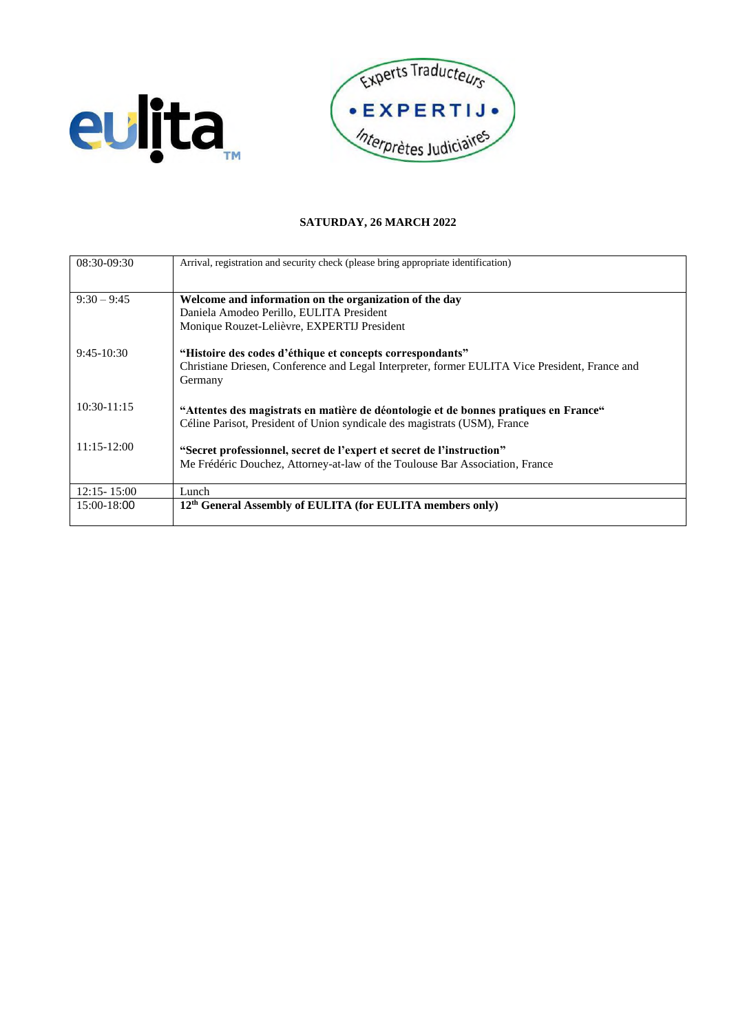**SATURDAY, 26 MARCH 2022**

| | |
|---|---|
| 08:30-09:30 | Arrival, registration and security check (please bring appropriate identification) |
| 9:30 – 9:45 | **Welcome and information on the organization of the day**<br>Daniela Amodeo Perillo, EULITA President<br>Monique Rouzet-Lelièvre, EXPERTIJ President |
| 9:45-10:30 | **"Histoire des codes d'éthique et concepts correspondants"**<br>Christiane Driesen, Conference and Legal Interpreter, former EULITA Vice President, France and Germany |
| 10:30-11:15 | **"Attentes des magistrats en matière de déontologie et de bonnes pratiques en France"**<br>Céline Parisot, President of Union syndicale des magistrats (USM), France |
| 11:15-12:00 | **"Secret professionnel, secret de l'expert et secret de l'instruction"**<br>Me Frédéric Douchez, Attorney-at-law of the Toulouse Bar Association, France |
| 12:15- 15:00 | Lunch |
| 15:00-18:00 | **12th General Assembly of EULITA (for EULITA members only)** |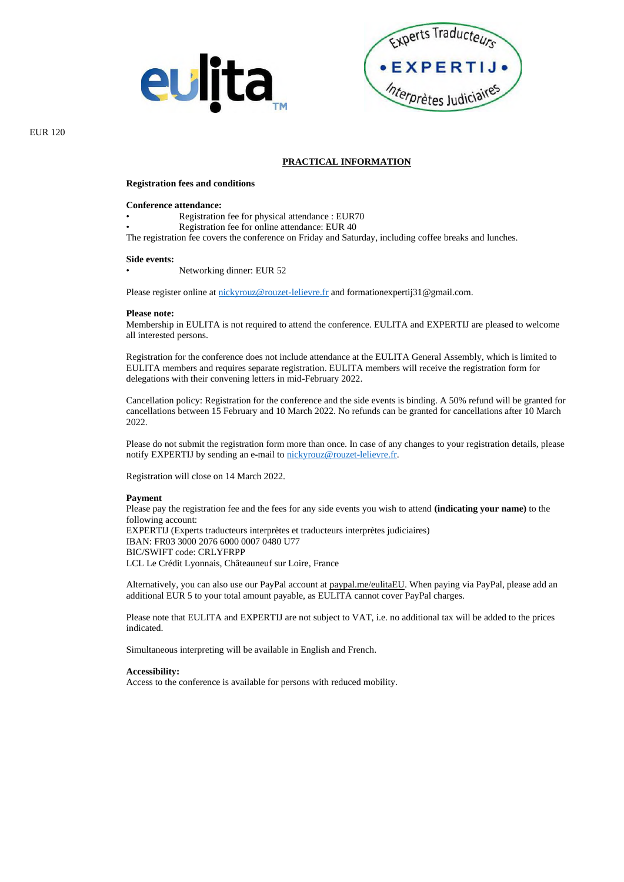EUR 120

# PRACTICAL INFORMATION

**Registration fees and conditions**

**Conference attendance:**

- Registration fee for physical attendance : EUR70
- Registration fee for online attendance: EUR 40

The registration fee covers the conference on Friday and Saturday, including coffee breaks and lunches.

**Side events:**

- Networking dinner: EUR 52

Please register online at nickyrouz@rouzet-lelievre.fr and formationexpertij31@gmail.com.

**Please note:**

Membership in EULITA is not required to attend the conference. EULITA and EXPERTIJ are pleased to welcome all interested persons.

Registration for the conference does not include attendance at the EULITA General Assembly, which is limited to EULITA members and requires separate registration. EULITA members will receive the registration form for delegations with their convening letters in mid-February 2022.

Cancellation policy: Registration for the conference and the side events is binding. A 50% refund will be granted for cancellations between 15 February and 10 March 2022. No refunds can be granted for cancellations after 10 March 2022.

Please do not submit the registration form more than once. In case of any changes to your registration details, please notify EXPERTIJ by sending an e-mail to nickyrouz@rouzet-lelievre.fr.

Registration will close on 14 March 2022.

**Payment**

Please pay the registration fee and the fees for any side events you wish to attend **(indicating your name)** to the following account:
EXPERTIJ (Experts traducteurs interprètes et traducteurs interprètes judiciaires)
IBAN: FR03 3000 2076 6000 0007 0480 U77
BIC/SWIFT code: CRLYFRPP
LCL Le Crédit Lyonnais, Châteauneuf sur Loire, France

Alternatively, you can also use our PayPal account at paypal.me/eulitaEU. When paying via PayPal, please add an additional EUR 5 to your total amount payable, as EULITA cannot cover PayPal charges.

Please note that EULITA and EXPERTIJ are not subject to VAT, i.e. no additional tax will be added to the prices indicated.

Simultaneous interpreting will be available in English and French.

**Accessibility:**

Access to the conference is available for persons with reduced mobility.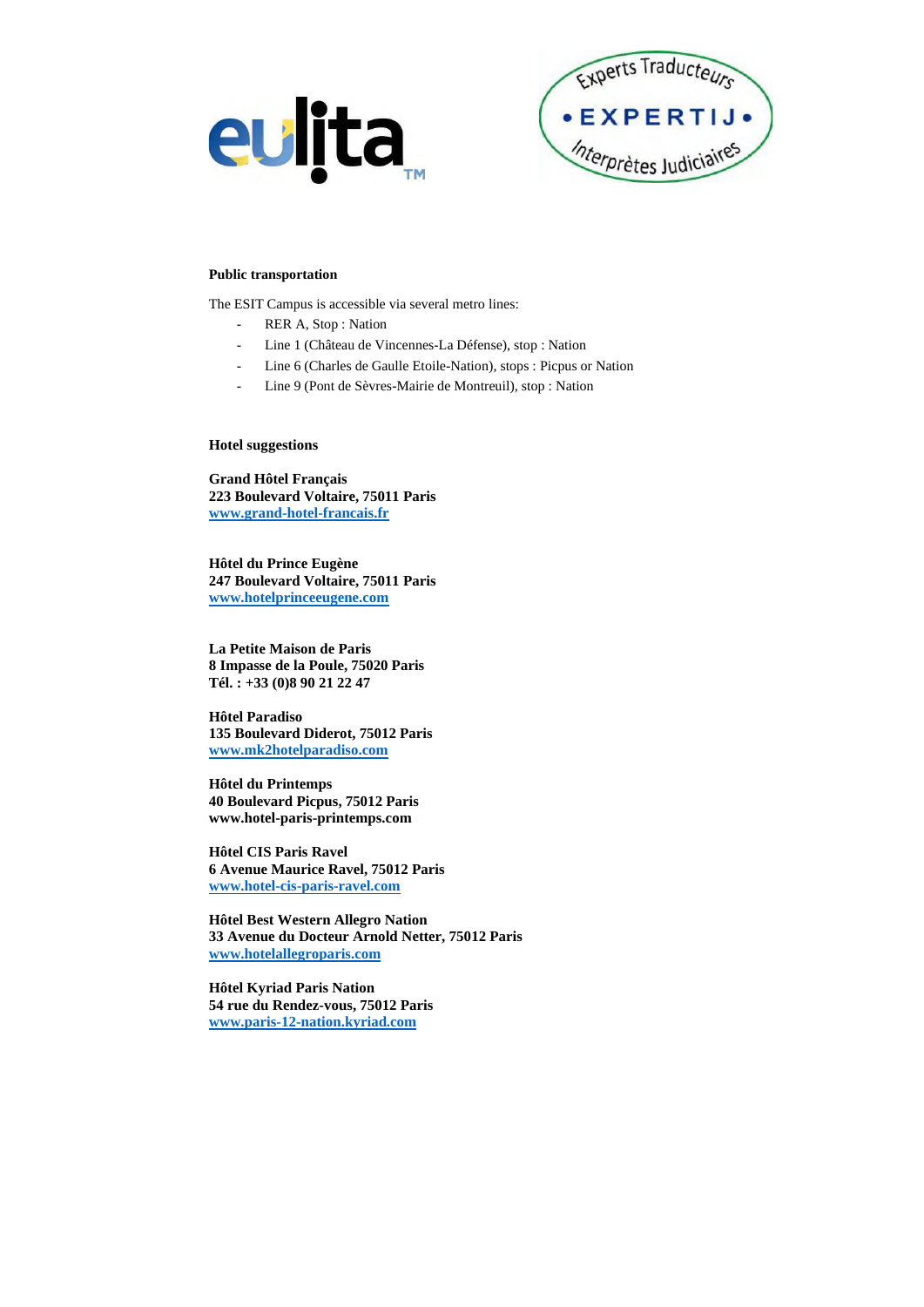**Public transportation**

The ESIT Campus is accessible via several metro lines:

- RER A, Stop : Nation
- Line 1 (Château de Vincennes-La Défense), stop : Nation
- Line 6 (Charles de Gaulle Etoile-Nation), stops : Picpus or Nation
- Line 9 (Pont de Sèvres-Mairie de Montreuil), stop : Nation

**Hotel suggestions**

**Grand Hôtel Français**
**223 Boulevard Voltaire, 75011 Paris**
**www.grand-hotel-francais.fr**

**Hôtel du Prince Eugène**
**247 Boulevard Voltaire, 75011 Paris**
**www.hotelprinceeugene.com**

**La Petite Maison de Paris**
**8 Impasse de la Poule, 75020 Paris**
**Tél. : +33 (0)8 90 21 22 47**

**Hôtel Paradiso**
**135 Boulevard Diderot, 75012 Paris**
**www.mk2hotelparadiso.com**

**Hôtel du Printemps**
**40 Boulevard Picpus, 75012 Paris**
**www.hotel-paris-printemps.com**

**Hôtel CIS Paris Ravel**
**6 Avenue Maurice Ravel, 75012 Paris**
**www.hotel-cis-paris-ravel.com**

**Hôtel Best Western Allegro Nation**
**33 Avenue du Docteur Arnold Netter, 75012 Paris**
**www.hotelallegroparis.com**

**Hôtel Kyriad Paris Nation**
**54 rue du Rendez-vous, 75012 Paris**
**www.paris-12-nation.kyriad.com**